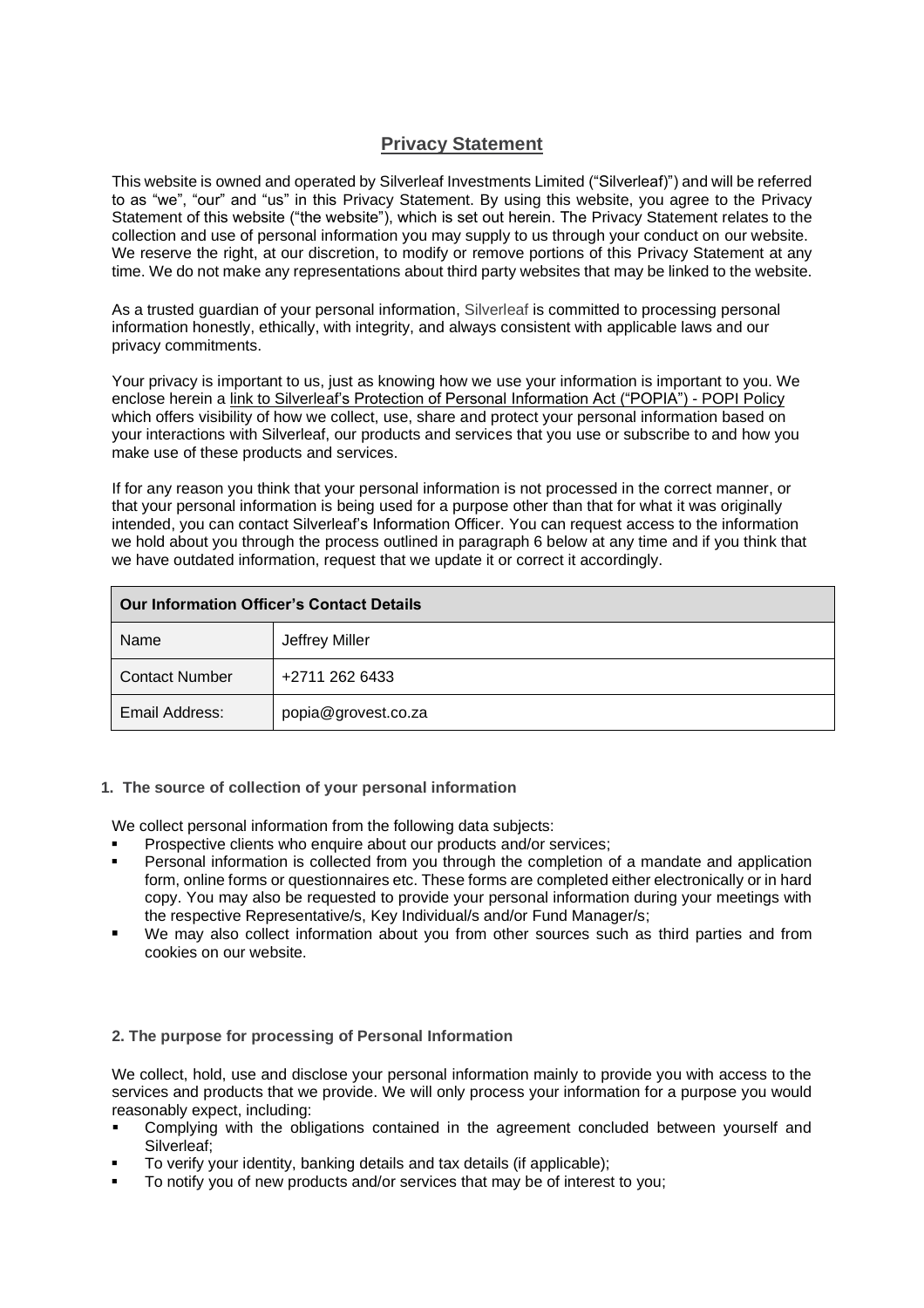# Privacy Statement

This website is owned and operated by Silverleaf Investments Limited ("Silverleaf)") and will be referred to as "we", "our" and "us" in this Privacy Statement. By using this website, you agree to the Privacy Statement of this website ("the website"), which is set out herein. The Privacy Statement relates to the collection and use of personal information you may supply to us through your conduct on our website. We reserve the right, at our discretion, to modify or remove portions of this Privacy Statement at any time. We do not make any representations about third party websites that may be linked to the website.

As a trusted guardian of your personal information, Silverleaf is committed to processing personal information honestly, ethically, with integrity, and always consistent with applicable laws and our privacy commitments.

Your privacy is important to us, just as knowing how we use your information is important to you. We enclose herein a link to Silverleaf's Protection of Personal Information Act ("POPIA") - POPI Policy which offers visibility of how we collect, use, share and protect your personal information based on your interactions with Silverleaf, our products and services that you use or subscribe to and how you make use of these products and services.

If for any reason you think that your personal information is not processed in the correct manner, or that your personal information is being used for a purpose other than that for what it was originally intended, you can contact Silverleaf's Information Officer. You can request access to the information we hold about you through the process outlined in paragraph 6 below at any time and if you think that we have outdated information, request that we update it or correct it accordingly.

| Our Information Officer's Contact Details | |
|---|---|
| Name | Jeffrey Miller |
| Contact Number | +2711 262 6433 |
| Email Address: | popia@grovest.co.za |

### 1. The source of collection of your personal information

We collect personal information from the following data subjects:

- Prospective clients who enquire about our products and/or services;
- Personal information is collected from you through the completion of a mandate and application form, online forms or questionnaires etc. These forms are completed either electronically or in hard copy. You may also be requested to provide your personal information during your meetings with the respective Representative/s, Key Individual/s and/or Fund Manager/s;
- We may also collect information about you from other sources such as third parties and from cookies on our website.

### 2. The purpose for processing of Personal Information

We collect, hold, use and disclose your personal information mainly to provide you with access to the services and products that we provide. We will only process your information for a purpose you would reasonably expect, including:

- Complying with the obligations contained in the agreement concluded between yourself and Silverleaf;
- To verify your identity, banking details and tax details (if applicable);
- To notify you of new products and/or services that may be of interest to you;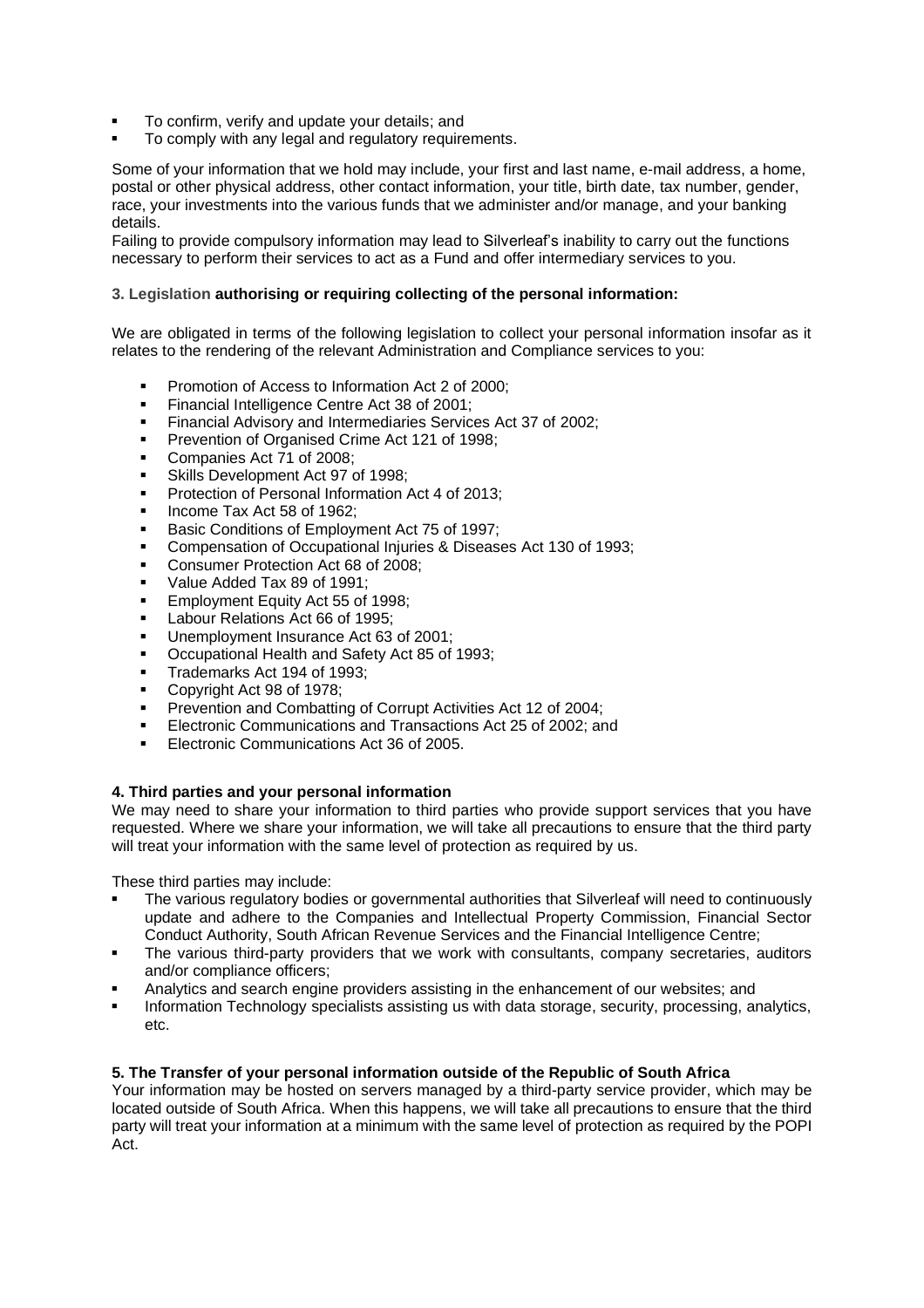- To confirm, verify and update your details; and
- To comply with any legal and regulatory requirements.

Some of your information that we hold may include, your first and last name, e-mail address, a home, postal or other physical address, other contact information, your title, birth date, tax number, gender, race, your investments into the various funds that we administer and/or manage, and your banking details.

Failing to provide compulsory information may lead to Silverleaf's inability to carry out the functions necessary to perform their services to act as a Fund and offer intermediary services to you.

### 3. Legislation authorising or requiring collecting of the personal information:

We are obligated in terms of the following legislation to collect your personal information insofar as it relates to the rendering of the relevant Administration and Compliance services to you:

- Promotion of Access to Information Act 2 of 2000;
- Financial Intelligence Centre Act 38 of 2001;
- Financial Advisory and Intermediaries Services Act 37 of 2002;
- Prevention of Organised Crime Act 121 of 1998;
- Companies Act 71 of 2008;
- Skills Development Act 97 of 1998;
- Protection of Personal Information Act 4 of 2013;
- Income Tax Act 58 of 1962;
- Basic Conditions of Employment Act 75 of 1997;
- Compensation of Occupational Injuries & Diseases Act 130 of 1993;
- Consumer Protection Act 68 of 2008;
- Value Added Tax 89 of 1991;
- Employment Equity Act 55 of 1998;
- Labour Relations Act 66 of 1995;
- Unemployment Insurance Act 63 of 2001;
- Occupational Health and Safety Act 85 of 1993;
- Trademarks Act 194 of 1993;
- Copyright Act 98 of 1978;
- Prevention and Combatting of Corrupt Activities Act 12 of 2004;
- Electronic Communications and Transactions Act 25 of 2002; and
- Electronic Communications Act 36 of 2005.

### 4. Third parties and your personal information

We may need to share your information to third parties who provide support services that you have requested. Where we share your information, we will take all precautions to ensure that the third party will treat your information with the same level of protection as required by us.

These third parties may include:

- The various regulatory bodies or governmental authorities that Silverleaf will need to continuously update and adhere to the Companies and Intellectual Property Commission, Financial Sector Conduct Authority, South African Revenue Services and the Financial Intelligence Centre;
- The various third-party providers that we work with consultants, company secretaries, auditors and/or compliance officers;
- Analytics and search engine providers assisting in the enhancement of our websites; and
- Information Technology specialists assisting us with data storage, security, processing, analytics, etc.

### 5. The Transfer of your personal information outside of the Republic of South Africa

Your information may be hosted on servers managed by a third-party service provider, which may be located outside of South Africa. When this happens, we will take all precautions to ensure that the third party will treat your information at a minimum with the same level of protection as required by the POPI Act.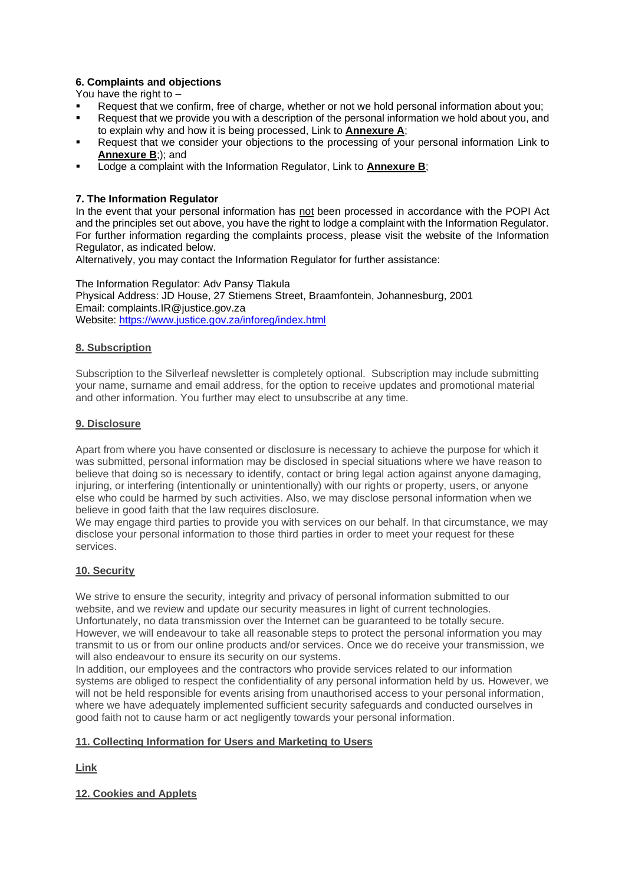### 6. Complaints and objections

You have the right to –

- Request that we confirm, free of charge, whether or not we hold personal information about you;
- Request that we provide you with a description of the personal information we hold about you, and to explain why and how it is being processed, Link to **Annexure A**;
- Request that we consider your objections to the processing of your personal information Link to **Annexure B**;); and
- Lodge a complaint with the Information Regulator, Link to **Annexure B**;

### 7. The Information Regulator

In the event that your personal information has not been processed in accordance with the POPI Act and the principles set out above, you have the right to lodge a complaint with the Information Regulator. For further information regarding the complaints process, please visit the website of the Information Regulator, as indicated below.
Alternatively, you may contact the Information Regulator for further assistance:

The Information Regulator: Adv Pansy Tlakula
Physical Address: JD House, 27 Stiemens Street, Braamfontein, Johannesburg, 2001
Email: complaints.IR@justice.gov.za
Website: https://www.justice.gov.za/inforeg/index.html

### 8. Subscription

Subscription to the Silverleaf newsletter is completely optional. Subscription may include submitting your name, surname and email address, for the option to receive updates and promotional material and other information. You further may elect to unsubscribe at any time.

### 9. Disclosure

Apart from where you have consented or disclosure is necessary to achieve the purpose for which it was submitted, personal information may be disclosed in special situations where we have reason to believe that doing so is necessary to identify, contact or bring legal action against anyone damaging, injuring, or interfering (intentionally or unintentionally) with our rights or property, users, or anyone else who could be harmed by such activities. Also, we may disclose personal information when we believe in good faith that the law requires disclosure.
We may engage third parties to provide you with services on our behalf. In that circumstance, we may disclose your personal information to those third parties in order to meet your request for these services.

### 10. Security

We strive to ensure the security, integrity and privacy of personal information submitted to our website, and we review and update our security measures in light of current technologies. Unfortunately, no data transmission over the Internet can be guaranteed to be totally secure. However, we will endeavour to take all reasonable steps to protect the personal information you may transmit to us or from our online products and/or services. Once we do receive your transmission, we will also endeavour to ensure its security on our systems.
In addition, our employees and the contractors who provide services related to our information systems are obliged to respect the confidentiality of any personal information held by us. However, we will not be held responsible for events arising from unauthorised access to your personal information, where we have adequately implemented sufficient security safeguards and conducted ourselves in good faith not to cause harm or act negligently towards your personal information.

### 11. Collecting Information for Users and Marketing to Users

**Link**

### 12. Cookies and Applets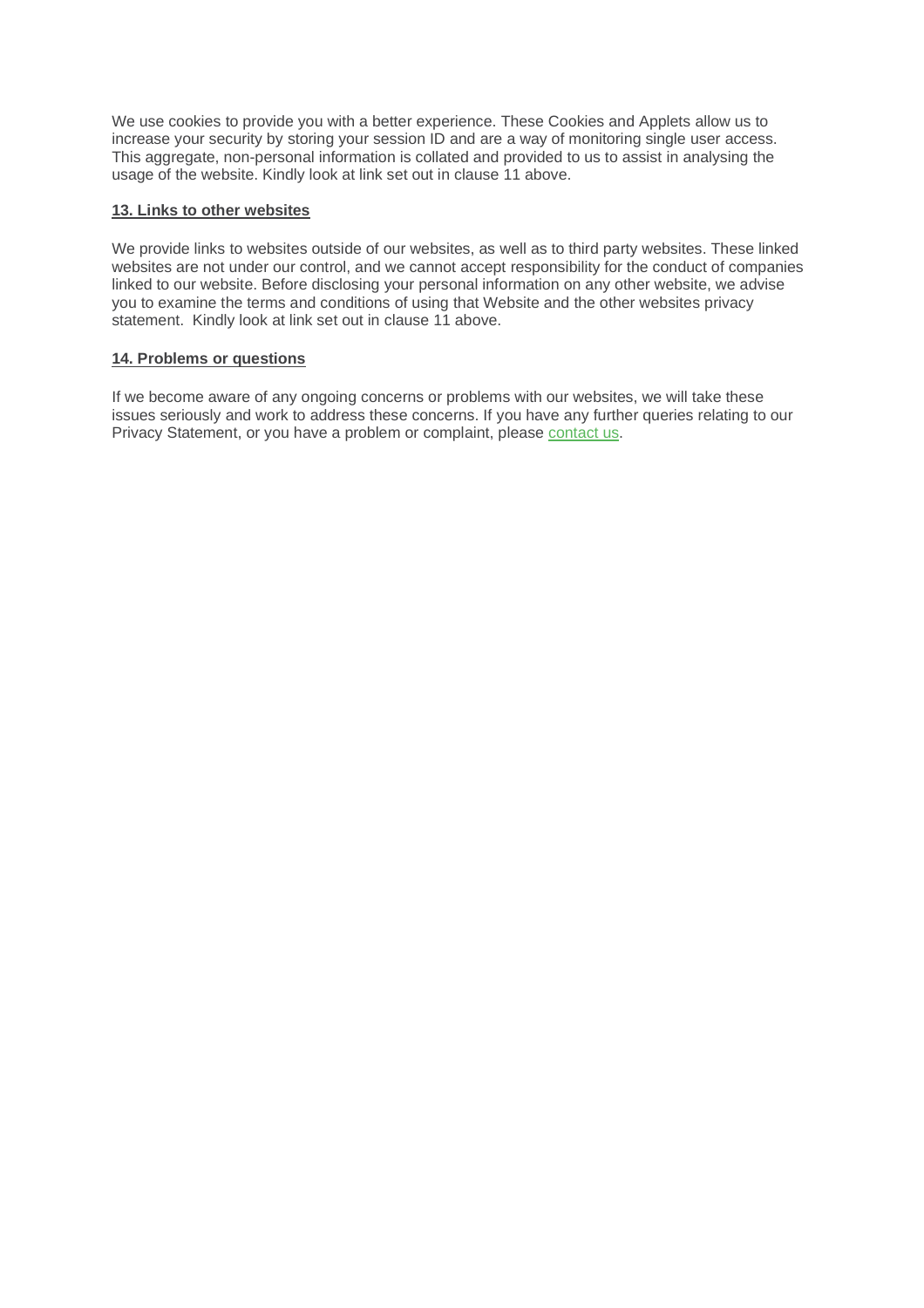We use cookies to provide you with a better experience. These Cookies and Applets allow us to increase your security by storing your session ID and are a way of monitoring single user access. This aggregate, non-personal information is collated and provided to us to assist in analysing the usage of the website. Kindly look at link set out in clause 11 above.

## 13. Links to other websites

We provide links to websites outside of our websites, as well as to third party websites. These linked websites are not under our control, and we cannot accept responsibility for the conduct of companies linked to our website. Before disclosing your personal information on any other website, we advise you to examine the terms and conditions of using that Website and the other websites privacy statement. Kindly look at link set out in clause 11 above.

## 14. Problems or questions

If we become aware of any ongoing concerns or problems with our websites, we will take these issues seriously and work to address these concerns. If you have any further queries relating to our Privacy Statement, or you have a problem or complaint, please contact us.